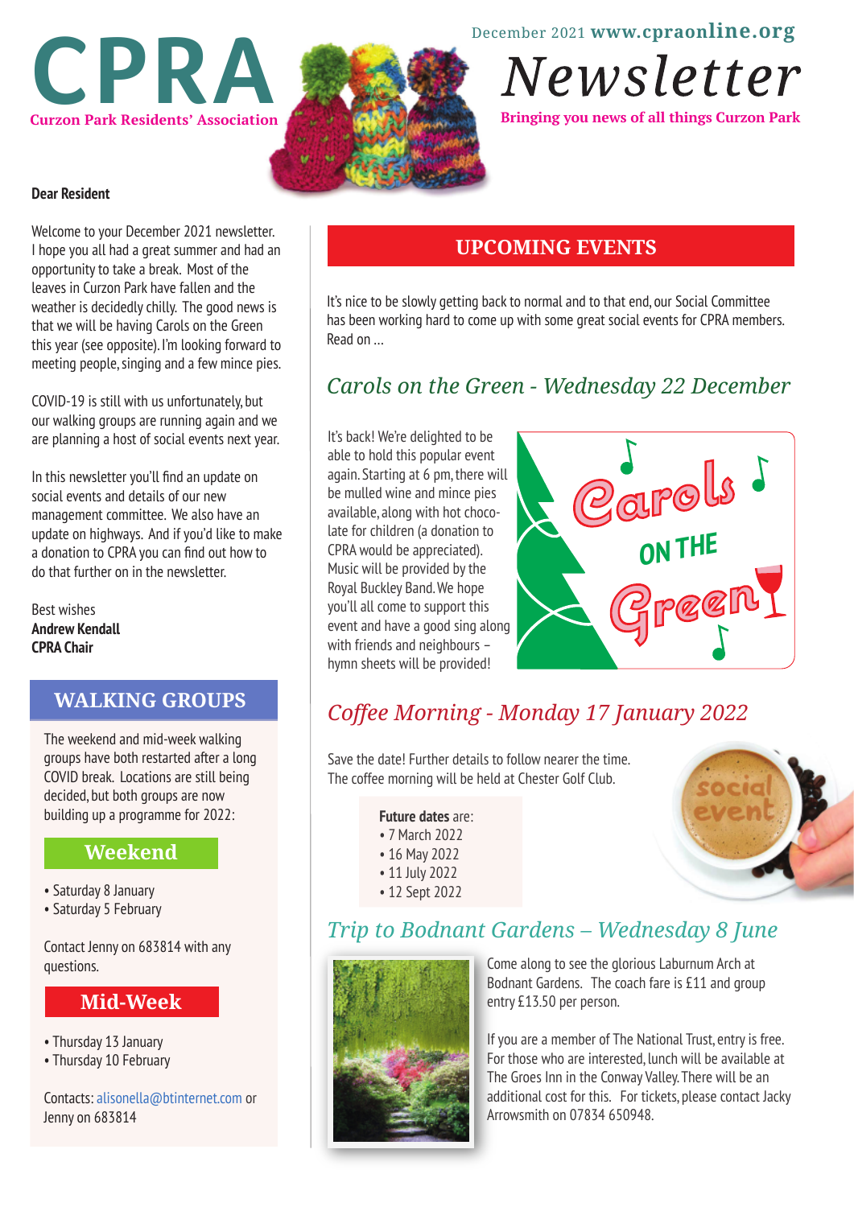# CPRA

**Curzon Park Residents' Association**

December 2021 **www.cpraonline.org**

# *Newsletter*

**Bringing you news of all things Curzon Park**

**Dear Resident**

Welcome to your December 2021 newsletter. I hope you all had a great summer and had an opportunity to take a break. Most of the leaves in Curzon Park have fallen and the weather is decidedly chilly. The good news is that we will be having Carols on the Green this year (see opposite). I'm looking forward to meeting people, singing and a few mince pies.

COVID-19 is still with us unfortunately, but our walking groups are running again and we are planning a host of social events next year.

In this newsletter you'll find an update on social events and details of our new management committee. We also have an update on highways. And if you'd like to make a donation to CPRA you can find out how to do that further on in the newsletter.

Best wishes
**Andrew Kendall**
**CPRA Chair**

## WALKING GROUPS

The weekend and mid-week walking groups have both restarted after a long COVID break. Locations are still being decided, but both groups are now building up a programme for 2022:

### Weekend

- Saturday 8 January
- Saturday 5 February

Contact Jenny on 683814 with any questions.

### Mid-Week

- Thursday 13 January
- Thursday 10 February

Contacts: alisonella@btinternet.com or Jenny on 683814

## UPCOMING EVENTS

It's nice to be slowly getting back to normal and to that end, our Social Committee has been working hard to come up with some great social events for CPRA members. Read on ...

### *Carols on the Green - Wednesday 22 December*

It's back! We're delighted to be able to hold this popular event again. Starting at 6 pm, there will be mulled wine and mince pies available, along with hot chocolate for children (a donation to CPRA would be appreciated). Music will be provided by the Royal Buckley Band. We hope you'll all come to support this event and have a good sing along with friends and neighbours – hymn sheets will be provided!

### *Coffee Morning - Monday 17 January 2022*

Save the date! Further details to follow nearer the time. The coffee morning will be held at Chester Golf Club.

**Future dates** are:
- 7 March 2022
- 16 May 2022
- 11 July 2022
- 12 Sept 2022

### *Trip to Bodnant Gardens – Wednesday 8 June*

Come along to see the glorious Laburnum Arch at Bodnant Gardens. The coach fare is £11 and group entry £13.50 per person.

If you are a member of The National Trust, entry is free. For those who are interested, lunch will be available at The Groes Inn in the Conway Valley. There will be an additional cost for this. For tickets, please contact Jacky Arrowsmith on 07834 650948.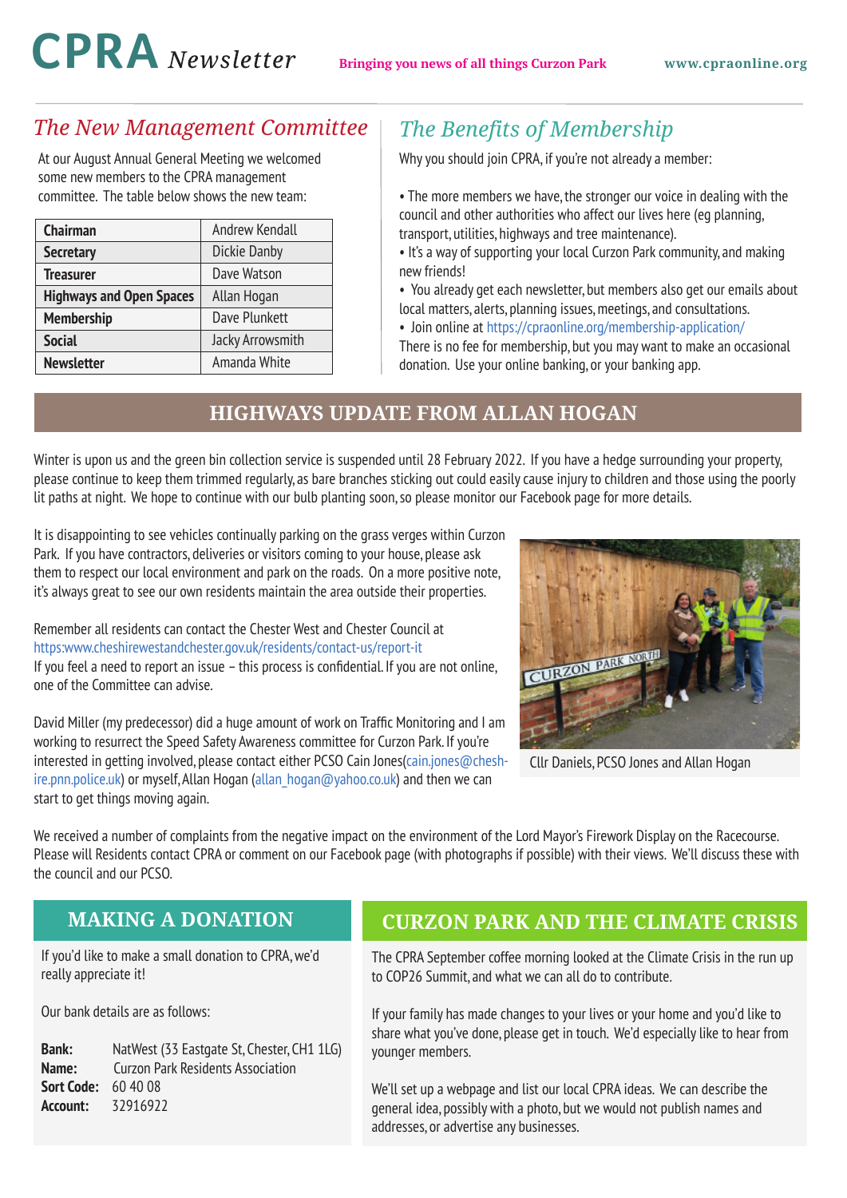# CPRA *Newsletter*

**Bringing you news of all things Curzon Park** www.cpraonline.org

## *The New Management Committee*

At our August Annual General Meeting we welcomed some new members to the CPRA management committee. The table below shows the new team:

| | |
|---|---|
| **Chairman** | Andrew Kendall |
| **Secretary** | Dickie Danby |
| **Treasurer** | Dave Watson |
| **Highways and Open Spaces** | Allan Hogan |
| **Membership** | Dave Plunkett |
| **Social** | Jacky Arrowsmith |
| **Newsletter** | Amanda White |

## *The Benefits of Membership*

Why you should join CPRA, if you're not already a member:

• The more members we have, the stronger our voice in dealing with the council and other authorities who affect our lives here (eg planning, transport, utilities, highways and tree maintenance).
• It's a way of supporting your local Curzon Park community, and making new friends!
• You already get each newsletter, but members also get our emails about local matters, alerts, planning issues, meetings, and consultations.
• Join online at https://cpraonline.org/membership-application/

There is no fee for membership, but you may want to make an occasional donation. Use your online banking, or your banking app.

## HIGHWAYS UPDATE FROM ALLAN HOGAN

Winter is upon us and the green bin collection service is suspended until 28 February 2022. If you have a hedge surrounding your property, please continue to keep them trimmed regularly, as bare branches sticking out could easily cause injury to children and those using the poorly lit paths at night. We hope to continue with our bulb planting soon, so please monitor our Facebook page for more details.

It is disappointing to see vehicles continually parking on the grass verges within Curzon Park. If you have contractors, deliveries or visitors coming to your house, please ask them to respect our local environment and park on the roads. On a more positive note, it's always great to see our own residents maintain the area outside their properties.

Remember all residents can contact the Chester West and Chester Council at https:www.cheshirewestandchester.gov.uk/residents/contact-us/report-it
If you feel a need to report an issue – this process is confidential. If you are not online, one of the Committee can advise.

David Miller (my predecessor) did a huge amount of work on Traffic Monitoring and I am working to resurrect the Speed Safety Awareness committee for Curzon Park. If you're interested in getting involved, please contact either PCSO Cain Jones(cain.jones@cheshire.pnn.police.uk) or myself, Allan Hogan (allan_hogan@yahoo.co.uk) and then we can start to get things moving again.

Cllr Daniels, PCSO Jones and Allan Hogan

We received a number of complaints from the negative impact on the environment of the Lord Mayor's Firework Display on the Racecourse. Please will Residents contact CPRA or comment on our Facebook page (with photographs if possible) with their views. We'll discuss these with the council and our PCSO.

## MAKING A DONATION

If you'd like to make a small donation to CPRA, we'd really appreciate it!

Our bank details are as follows:

**Bank:** NatWest (33 Eastgate St, Chester, CH1 1LG)
**Name:** Curzon Park Residents Association
**Sort Code:** 60 40 08
**Account:** 32916922

## CURZON PARK AND THE CLIMATE CRISIS

The CPRA September coffee morning looked at the Climate Crisis in the run up to COP26 Summit, and what we can all do to contribute.

If your family has made changes to your lives or your home and you'd like to share what you've done, please get in touch. We'd especially like to hear from younger members.

We'll set up a webpage and list our local CPRA ideas. We can describe the general idea, possibly with a photo, but we would not publish names and addresses, or advertise any businesses.